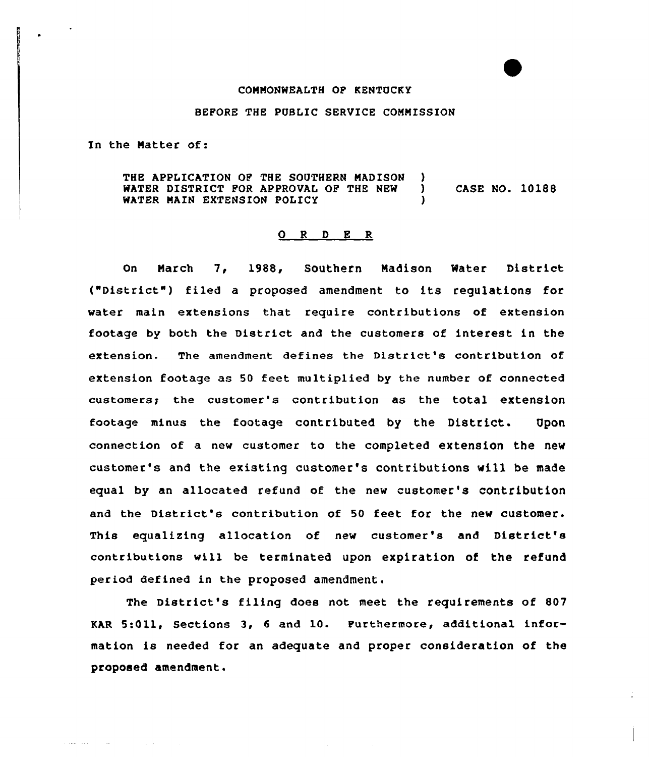COMMONWEALTH OF KENTUCKY

BEFORE THE PUBLIC SERVICE COMMISSION

In the Matter of:

THE APPLICATION OF THE SOUTHERN MADISON ) WATER DISTRICT FOR APPROVAL OF THE NEW ) CASE NO. 10188 WATER MAIN EXTENSION POLICY )

O R D E R

On March 7, 1988, Southern Madison Water District ("District") filed a proposed amendment to its regulations for water main extensions that require contributions of extension footage by both the District and the customers of interest in the extension. The amendment defines the District's contribution of extension footage as 50 feet multiplied by the number of connected customers; the customer's contribution as the total extension footage minus the footage contributed by the District. Upon connection of a new customer to the completed extension the new customer's and the existing customer's contributions will be made equal by an allocated refund of the new customer's contribution and the District's contribution of 50 feet for the new customer. This equalizing allocation of new customer's and District's contributions will be terminated upon expiration of the refund period defined in the proposed amendment.

The District's filing does not meet the requirements of 807 KAR 5:011, Sections 3, 6 and 10. Furthermore, additional information is needed for an adequate and proper consideration of the proposed amendment.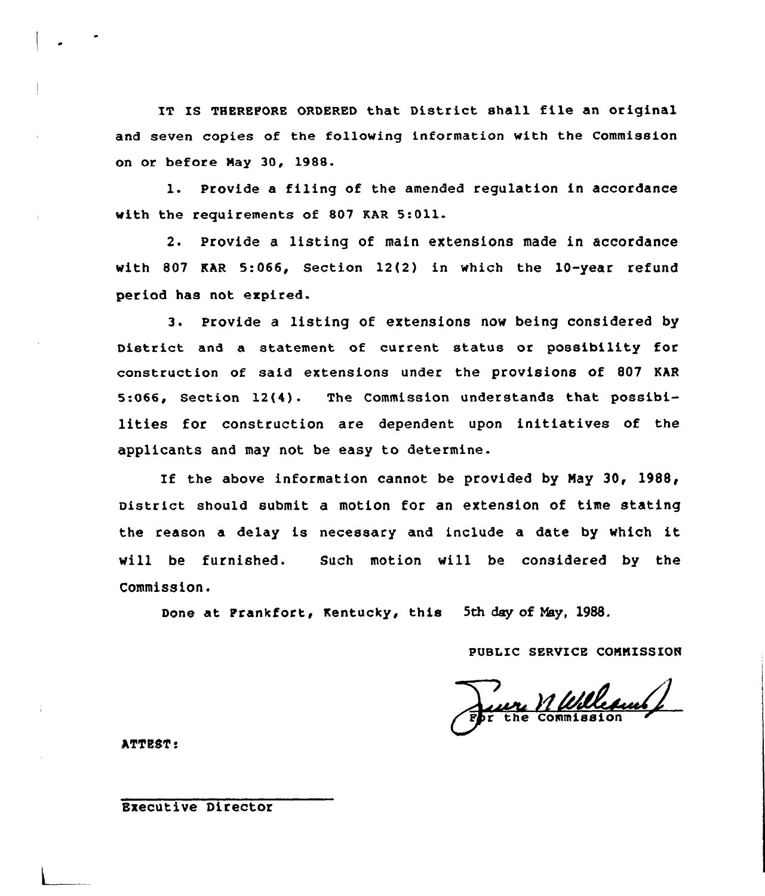IT IS THEREFORE ORDERED that District shall file an original and seven copies of the following information with the Commission on or before May 30, 1988.

1. Provide a filing of the amended regulation in accordance with the requirements of 807 KAR 5:011.

2. Provide a listing of main extensions made in accordance with 807 KAR 5:066, Section 12(2) in which the 10-year refund period has not expired.

3. Provide a listing of extensions now being considered by District and a statement of current status or possibility for construction of said extensions under the provisions of 807 KAR 5:066, Section 12(4). The Commission understands that possibilities for construction are dependent upon initiatives of the applicants and may not be easy to determine.

If the above information cannot be provided by May 30, 1988, District should submit a motion for an extension of time stating the reason a delay is necessary and include a date by which it will be furnished. Such motion will be considered by the Commission.

Done at Frankfort, Kentucky, this 5th day of May, 1988.

PUBLIC SERVICE COMMISSION

For the Commission

ATTEST:

Executive Director